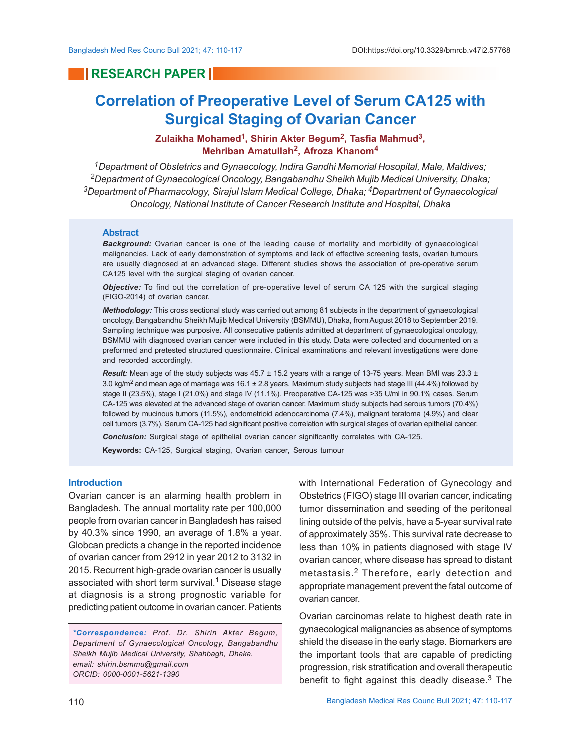RESEARCH PAPER

# Correlation of Preoperative Level of Serum CA125 with Surgical Staging of Ovarian Cancer

**Zulaikha Mohamed[1], Shirin Akter Begum[2], Tasfia Mahmud[3], Mehriban Amatullah[2], Afroza Khanom[4]**

*[1]Department of Obstetrics and Gynaecology, Indira Gandhi Memorial Hosopital, Male, Maldives; [2]Department of Gynaecological Oncology, Bangabandhu Sheikh Mujib Medical University, Dhaka; [3]Department of Pharmacology, Sirajul Islam Medical College, Dhaka; [4]Department of Gynaecological Oncology, National Institute of Cancer Research Institute and Hospital, Dhaka*

## Abstract

***Background:*** Ovarian cancer is one of the leading cause of mortality and morbidity of gynaecological malignancies. Lack of early demonstration of symptoms and lack of effective screening tests, ovarian tumours are usually diagnosed at an advanced stage. Different studies shows the association of pre-operative serum CA125 level with the surgical staging of ovarian cancer.

***Objective:*** To find out the correlation of pre-operative level of serum CA 125 with the surgical staging (FIGO-2014) of ovarian cancer.

***Methodology:*** This cross sectional study was carried out among 81 subjects in the department of gynaecological oncology, Bangabandhu Sheikh Mujib Medical University (BSMMU), Dhaka, from August 2018 to September 2019. Sampling technique was purposive. All consecutive patients admitted at department of gynaecological oncology, BSMMU with diagnosed ovarian cancer were included in this study. Data were collected and documented on a preformed and pretested structured questionnaire. Clinical examinations and relevant investigations were done and recorded accordingly.

***Result:*** Mean age of the study subjects was 45.7 ± 15.2 years with a range of 13-75 years. Mean BMI was 23.3 ± 3.0 kg/m$^2$ and mean age of marriage was 16.1 ± 2.8 years. Maximum study subjects had stage III (44.4%) followed by stage II (23.5%), stage I (21.0%) and stage IV (11.1%). Preoperative CA-125 was >35 U/ml in 90.1% cases. Serum CA-125 was elevated at the advanced stage of ovarian cancer. Maximum study subjects had serous tumors (70.4%) followed by mucinous tumors (11.5%), endometrioid adenocarcinoma (7.4%), malignant teratoma (4.9%) and clear cell tumors (3.7%). Serum CA-125 had significant positive correlation with surgical stages of ovarian epithelial cancer.

***Conclusion:*** Surgical stage of epithelial ovarian cancer significantly correlates with CA-125.

**Keywords:** CA-125, Surgical staging, Ovarian cancer, Serous tumour

## Introduction

Ovarian cancer is an alarming health problem in Bangladesh. The annual mortality rate per 100,000 people from ovarian cancer in Bangladesh has raised by 40.3% since 1990, an average of 1.8% a year. Globcan predicts a change in the reported incidence of ovarian cancer from 2912 in year 2012 to 3132 in 2015. Recurrent high-grade ovarian cancer is usually associated with short term survival.[1] Disease stage at diagnosis is a strong prognostic variable for predicting patient outcome in ovarian cancer. Patients with International Federation of Gynecology and Obstetrics (FIGO) stage III ovarian cancer, indicating tumor dissemination and seeding of the peritoneal lining outside of the pelvis, have a 5-year survival rate of approximately 35%. This survival rate decrease to less than 10% in patients diagnosed with stage IV ovarian cancer, where disease has spread to distant metastasis.[2] Therefore, early detection and appropriate management prevent the fatal outcome of ovarian cancer.

Ovarian carcinomas relate to highest death rate in gynaecological malignancies as absence of symptoms shield the disease in the early stage. Biomarkers are the important tools that are capable of predicting progression, risk stratification and overall therapeutic benefit to fight against this deadly disease.[3] The

*\*Correspondence: Prof. Dr. Shirin Akter Begum, Department of Gynaecological Oncology, Bangabandhu Sheikh Mujib Medical University, Shahbagh, Dhaka. email: shirin.bsmmu@gmail.com ORCID: 0000-0001-5621-1390*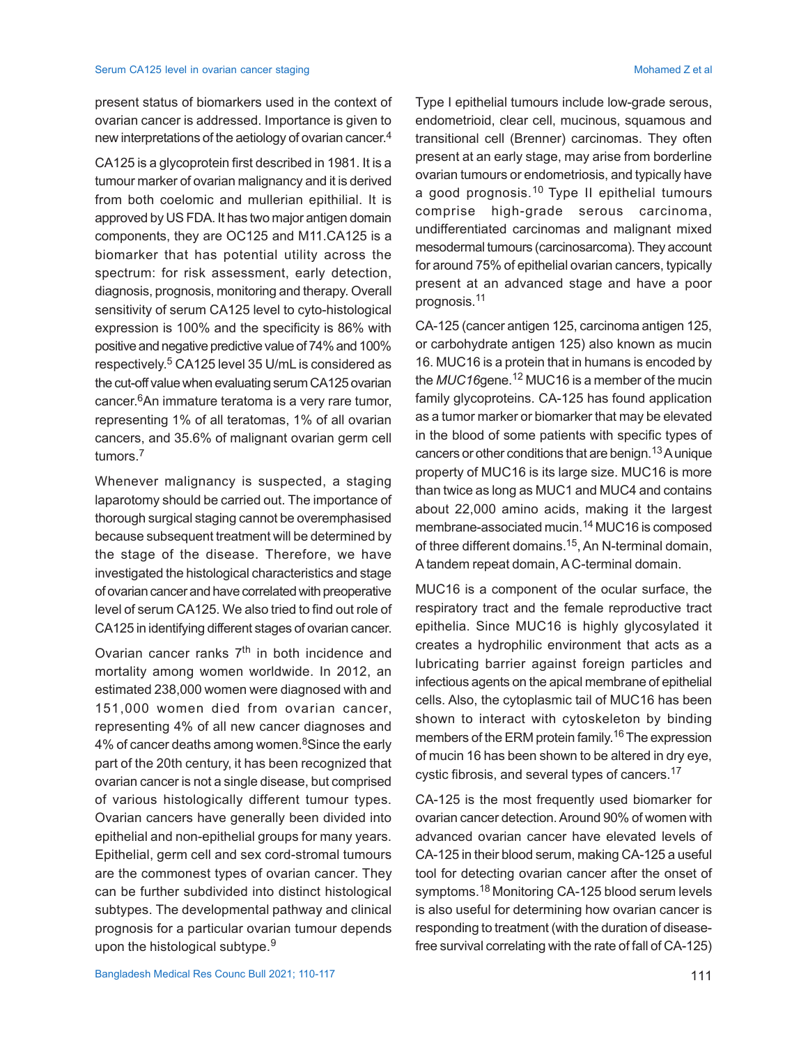present status of biomarkers used in the context of ovarian cancer is addressed. Importance is given to new interpretations of the aetiology of ovarian cancer.[4]

CA125 is a glycoprotein first described in 1981. It is a tumour marker of ovarian malignancy and it is derived from both coelomic and mullerian epithelial. It is approved by US FDA. It has two major antigen domain components, they are OC125 and M11.CA125 is a biomarker that has potential utility across the spectrum: for risk assessment, early detection, diagnosis, prognosis, monitoring and therapy. Overall sensitivity of serum CA125 level to cyto-histological expression is 100% and the specificity is 86% with positive and negative predictive value of 74% and 100% respectively.[5] CA125 level 35 U/mL is considered as the cut-off value when evaluating serum CA125 ovarian cancer.[6]An immature teratoma is a very rare tumor, representing 1% of all teratomas, 1% of all ovarian cancers, and 35.6% of malignant ovarian germ cell tumors.[7]

Whenever malignancy is suspected, a staging laparotomy should be carried out. The importance of thorough surgical staging cannot be overemphasised because subsequent treatment will be determined by the stage of the disease. Therefore, we have investigated the histological characteristics and stage of ovarian cancer and have correlated with preoperative level of serum CA125. We also tried to find out role of CA125 in identifying different stages of ovarian cancer.

Ovarian cancer ranks 7th in both incidence and mortality among women worldwide. In 2012, an estimated 238,000 women were diagnosed with and 151,000 women died from ovarian cancer, representing 4% of all new cancer diagnoses and 4% of cancer deaths among women.[8]Since the early part of the 20th century, it has been recognized that ovarian cancer is not a single disease, but comprised of various histologically different tumour types. Ovarian cancers have generally been divided into epithelial and non-epithelial groups for many years. Epithelial, germ cell and sex cord-stromal tumours are the commonest types of ovarian cancer. They can be further subdivided into distinct histological subtypes. The developmental pathway and clinical prognosis for a particular ovarian tumour depends upon the histological subtype.[9]

Type I epithelial tumours include low-grade serous, endometrioid, clear cell, mucinous, squamous and transitional cell (Brenner) carcinomas. They often present at an early stage, may arise from borderline ovarian tumours or endometriosis, and typically have a good prognosis.[10] Type II epithelial tumours comprise high-grade serous carcinoma, undifferentiated carcinomas and malignant mixed mesodermal tumours (carcinosarcoma). They account for around 75% of epithelial ovarian cancers, typically present at an advanced stage and have a poor prognosis.[11]

CA-125 (cancer antigen 125, carcinoma antigen 125, or carbohydrate antigen 125) also known as mucin 16. MUC16 is a protein that in humans is encoded by the *MUC16*gene.[12] MUC16 is a member of the mucin family glycoproteins. CA-125 has found application as a tumor marker or biomarker that may be elevated in the blood of some patients with specific types of cancers or other conditions that are benign.[13] A unique property of MUC16 is its large size. MUC16 is more than twice as long as MUC1 and MUC4 and contains about 22,000 amino acids, making it the largest membrane-associated mucin.[14] MUC16 is composed of three different domains.[15], An N-terminal domain, A tandem repeat domain, A C-terminal domain.

MUC16 is a component of the ocular surface, the respiratory tract and the female reproductive tract epithelia. Since MUC16 is highly glycosylated it creates a hydrophilic environment that acts as a lubricating barrier against foreign particles and infectious agents on the apical membrane of epithelial cells. Also, the cytoplasmic tail of MUC16 has been shown to interact with cytoskeleton by binding members of the ERM protein family.[16] The expression of mucin 16 has been shown to be altered in dry eye, cystic fibrosis, and several types of cancers.[17]

CA-125 is the most frequently used biomarker for ovarian cancer detection. Around 90% of women with advanced ovarian cancer have elevated levels of CA-125 in their blood serum, making CA-125 a useful tool for detecting ovarian cancer after the onset of symptoms.[18] Monitoring CA-125 blood serum levels is also useful for determining how ovarian cancer is responding to treatment (with the duration of disease-free survival correlating with the rate of fall of CA-125)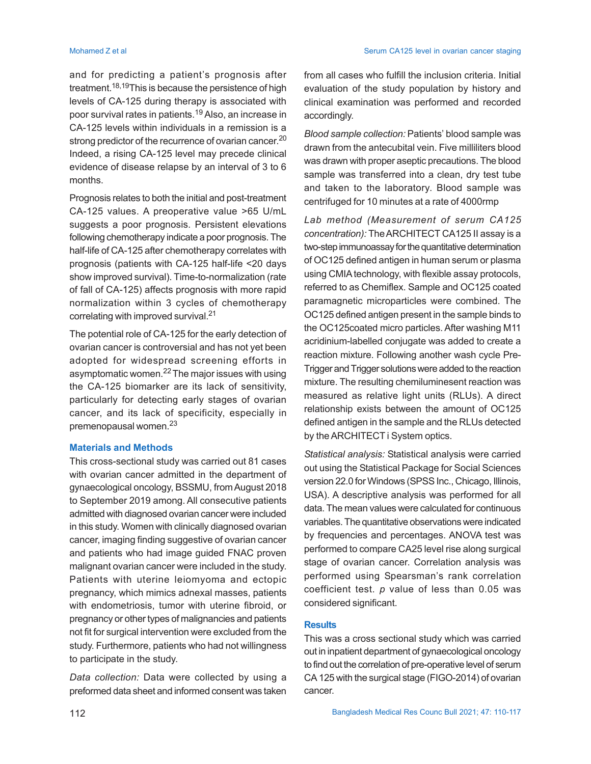and for predicting a patient's prognosis after treatment.[18,19]This is because the persistence of high levels of CA-125 during therapy is associated with poor survival rates in patients.[19] Also, an increase in CA-125 levels within individuals in a remission is a strong predictor of the recurrence of ovarian cancer.[20] Indeed, a rising CA-125 level may precede clinical evidence of disease relapse by an interval of 3 to 6 months.

Prognosis relates to both the initial and post-treatment CA-125 values. A preoperative value >65 U/mL suggests a poor prognosis. Persistent elevations following chemotherapy indicate a poor prognosis. The half-life of CA-125 after chemotherapy correlates with prognosis (patients with CA-125 half-life <20 days show improved survival). Time-to-normalization (rate of fall of CA-125) affects prognosis with more rapid normalization within 3 cycles of chemotherapy correlating with improved survival.[21]

The potential role of CA-125 for the early detection of ovarian cancer is controversial and has not yet been adopted for widespread screening efforts in asymptomatic women.[22] The major issues with using the CA-125 biomarker are its lack of sensitivity, particularly for detecting early stages of ovarian cancer, and its lack of specificity, especially in premenopausal women.[23]

## Materials and Methods

This cross-sectional study was carried out 81 cases with ovarian cancer admitted in the department of gynaecological oncology, BSSMU, from August 2018 to September 2019 among. All consecutive patients admitted with diagnosed ovarian cancer were included in this study. Women with clinically diagnosed ovarian cancer, imaging finding suggestive of ovarian cancer and patients who had image guided FNAC proven malignant ovarian cancer were included in the study. Patients with uterine leiomyoma and ectopic pregnancy, which mimics adnexal masses, patients with endometriosis, tumor with uterine fibroid, or pregnancy or other types of malignancies and patients not fit for surgical intervention were excluded from the study. Furthermore, patients who had not willingness to participate in the study.

*Data collection:* Data were collected by using a preformed data sheet and informed consent was taken from all cases who fulfill the inclusion criteria. Initial evaluation of the study population by history and clinical examination was performed and recorded accordingly.

*Blood sample collection:* Patients' blood sample was drawn from the antecubital vein. Five milliliters blood was drawn with proper aseptic precautions. The blood sample was transferred into a clean, dry test tube and taken to the laboratory. Blood sample was centrifuged for 10 minutes at a rate of 4000rmp

*Lab method (Measurement of serum CA125 concentration):* The ARCHITECT CA125 II assay is a two-step immunoassay for the quantitative determination of OC125 defined antigen in human serum or plasma using CMIA technology, with flexible assay protocols, referred to as Chemiflex. Sample and OC125 coated paramagnetic microparticles were combined. The OC125 defined antigen present in the sample binds to the OC125coated micro particles. After washing M11 acridinium-labelled conjugate was added to create a reaction mixture. Following another wash cycle Pre-Trigger and Trigger solutions were added to the reaction mixture. The resulting chemiluminesent reaction was measured as relative light units (RLUs). A direct relationship exists between the amount of OC125 defined antigen in the sample and the RLUs detected by the ARCHITECT i System optics.

*Statistical analysis:* Statistical analysis were carried out using the Statistical Package for Social Sciences version 22.0 for Windows (SPSS Inc., Chicago, Illinois, USA). A descriptive analysis was performed for all data. The mean values were calculated for continuous variables. The quantitative observations were indicated by frequencies and percentages. ANOVA test was performed to compare CA25 level rise along surgical stage of ovarian cancer. Correlation analysis was performed using Spearsman's rank correlation coefficient test. *p* value of less than 0.05 was considered significant.

## Results

This was a cross sectional study which was carried out in inpatient department of gynaecological oncology to find out the correlation of pre-operative level of serum CA 125 with the surgical stage (FIGO-2014) of ovarian cancer.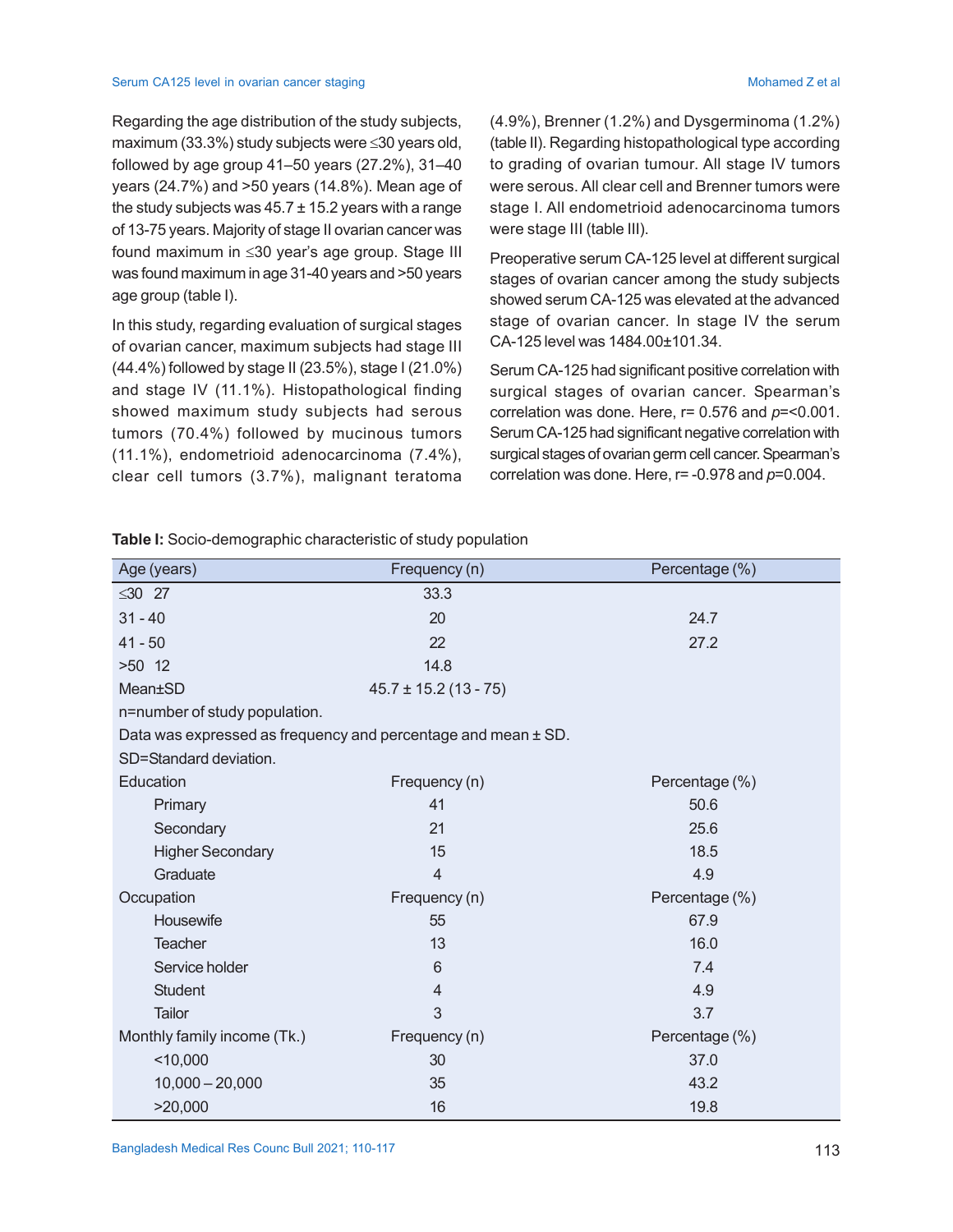Regarding the age distribution of the study subjects, maximum (33.3%) study subjects were ≤30 years old, followed by age group 41–50 years (27.2%), 31–40 years (24.7%) and >50 years (14.8%). Mean age of the study subjects was 45.7 ± 15.2 years with a range of 13-75 years. Majority of stage II ovarian cancer was found maximum in ≤30 year's age group. Stage III was found maximum in age 31-40 years and >50 years age group (table I).

In this study, regarding evaluation of surgical stages of ovarian cancer, maximum subjects had stage III (44.4%) followed by stage II (23.5%), stage I (21.0%) and stage IV (11.1%). Histopathological finding showed maximum study subjects had serous tumors (70.4%) followed by mucinous tumors (11.1%), endometrioid adenocarcinoma (7.4%), clear cell tumors (3.7%), malignant teratoma (4.9%), Brenner (1.2%) and Dysgerminoma (1.2%) (table II). Regarding histopathological type according to grading of ovarian tumour. All stage IV tumors were serous. All clear cell and Brenner tumors were stage I. All endometrioid adenocarcinoma tumors were stage III (table III).

Preoperative serum CA-125 level at different surgical stages of ovarian cancer among the study subjects showed serum CA-125 was elevated at the advanced stage of ovarian cancer. In stage IV the serum CA-125 level was 1484.00±101.34.

Serum CA-125 had significant positive correlation with surgical stages of ovarian cancer. Spearman's correlation was done. Here, r= 0.576 and *p*=<0.001. Serum CA-125 had significant negative correlation with surgical stages of ovarian germ cell cancer. Spearman's correlation was done. Here, r= -0.978 and *p*=0.004.

**Table I:** Socio-demographic characteristic of study population

| Age (years) | Frequency (n) | Percentage (%) |
|---|---|---|
| ≤30 27 | 33.3 | |
| 31 - 40 | 20 | 24.7 |
| 41 - 50 | 22 | 27.2 |
| >50 12 | 14.8 | |
| Mean±SD | 45.7 ± 15.2 (13 - 75) | |
| n=number of study population. | | |
| Data was expressed as frequency and percentage and mean ± SD. | | |
| SD=Standard deviation. | | |
| Education | Frequency (n) | Percentage (%) |
| Primary | 41 | 50.6 |
| Secondary | 21 | 25.6 |
| Higher Secondary | 15 | 18.5 |
| Graduate | 4 | 4.9 |
| Occupation | Frequency (n) | Percentage (%) |
| Housewife | 55 | 67.9 |
| Teacher | 13 | 16.0 |
| Service holder | 6 | 7.4 |
| Student | 4 | 4.9 |
| Tailor | 3 | 3.7 |
| Monthly family income (Tk.) | Frequency (n) | Percentage (%) |
| <10,000 | 30 | 37.0 |
| 10,000 – 20,000 | 35 | 43.2 |
| >20,000 | 16 | 19.8 |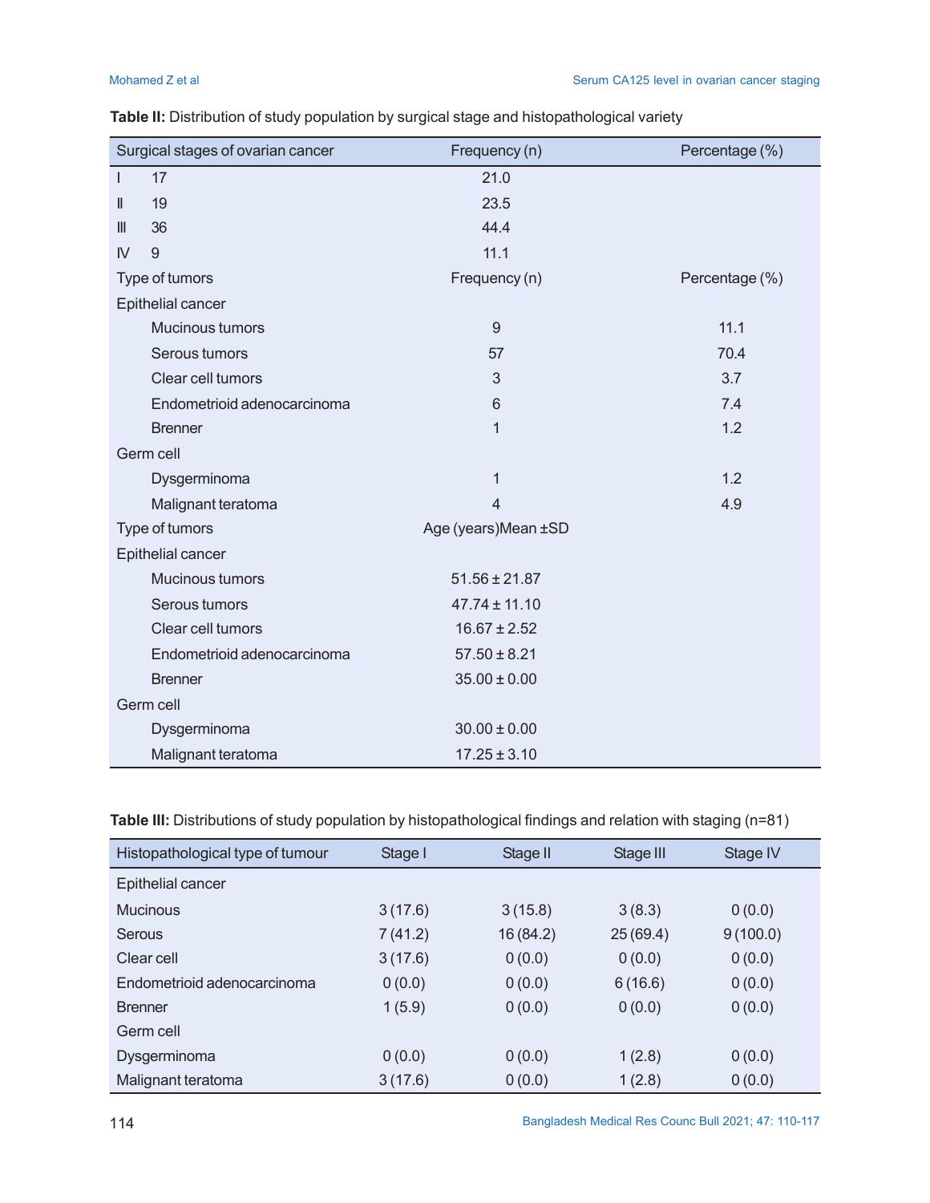**Table II:** Distribution of study population by surgical stage and histopathological variety

| Surgical stages of ovarian cancer | Frequency (n) | Percentage (%) |
|---|---|---|
| I 17 | 21.0 | |
| II 19 | 23.5 | |
| III 36 | 44.4 | |
| IV 9 | 11.1 | |
| **Type of tumors** | **Frequency (n)** | **Percentage (%)** |
| Epithelial cancer | | |
| Mucinous tumors | 9 | 11.1 |
| Serous tumors | 57 | 70.4 |
| Clear cell tumors | 3 | 3.7 |
| Endometrioid adenocarcinoma | 6 | 7.4 |
| Brenner | 1 | 1.2 |
| Germ cell | | |
| Dysgerminoma | 1 | 1.2 |
| Malignant teratoma | 4 | 4.9 |
| **Type of tumors** | **Age (years)Mean ±SD** | |
| Epithelial cancer | | |
| Mucinous tumors | 51.56 ± 21.87 | |
| Serous tumors | 47.74 ± 11.10 | |
| Clear cell tumors | 16.67 ± 2.52 | |
| Endometrioid adenocarcinoma | 57.50 ± 8.21 | |
| Brenner | 35.00 ± 0.00 | |
| Germ cell | | |
| Dysgerminoma | 30.00 ± 0.00 | |
| Malignant teratoma | 17.25 ± 3.10 | |

**Table III:** Distributions of study population by histopathological findings and relation with staging (n=81)

| Histopathological type of tumour | Stage I | Stage II | Stage III | Stage IV |
|---|---|---|---|---|
| Epithelial cancer | | | | |
| Mucinous | 3 (17.6) | 3 (15.8) | 3 (8.3) | 0 (0.0) |
| Serous | 7 (41.2) | 16 (84.2) | 25 (69.4) | 9 (100.0) |
| Clear cell | 3 (17.6) | 0 (0.0) | 0 (0.0) | 0 (0.0) |
| Endometrioid adenocarcinoma | 0 (0.0) | 0 (0.0) | 6 (16.6) | 0 (0.0) |
| Brenner | 1 (5.9) | 0 (0.0) | 0 (0.0) | 0 (0.0) |
| Germ cell | | | | |
| Dysgerminoma | 0 (0.0) | 0 (0.0) | 1 (2.8) | 0 (0.0) |
| Malignant teratoma | 3 (17.6) | 0 (0.0) | 1 (2.8) | 0 (0.0) |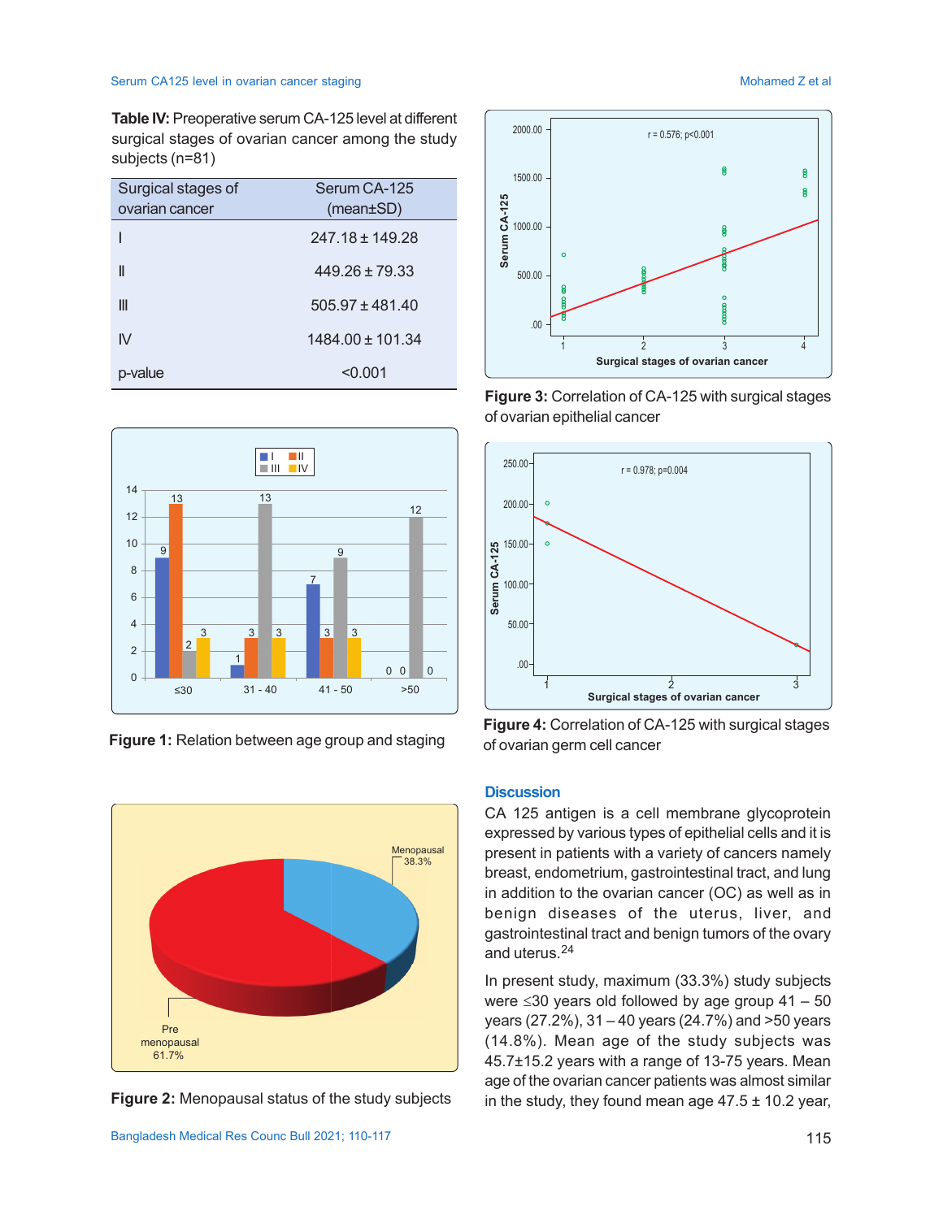**Table IV:** Preoperative serum CA-125 level at different surgical stages of ovarian cancer among the study subjects (n=81)

| Surgical stages of ovarian cancer | Serum CA-125 (mean±SD) |
|---|---|
| I | 247.18 ± 149.28 |
| II | 449.26 ± 79.33 |
| III | 505.97 ± 481.40 |
| IV | 1484.00 ± 101.34 |
| p-value | <0.001 |

**Figure 1:** Relation between age group and staging

**Figure 2:** Menopausal status of the study subjects

**Figure 3:** Correlation of CA-125 with surgical stages of ovarian epithelial cancer

**Figure 4:** Correlation of CA-125 with surgical stages of ovarian germ cell cancer

## Discussion

CA 125 antigen is a cell membrane glycoprotein expressed by various types of epithelial cells and it is present in patients with a variety of cancers namely breast, endometrium, gastrointestinal tract, and lung in addition to the ovarian cancer (OC) as well as in benign diseases of the uterus, liver, and gastrointestinal tract and benign tumors of the ovary and uterus.[24]

In present study, maximum (33.3%) study subjects were ≤30 years old followed by age group 41 – 50 years (27.2%), 31 – 40 years (24.7%) and >50 years (14.8%). Mean age of the study subjects was 45.7±15.2 years with a range of 13-75 years. Mean age of the ovarian cancer patients was almost similar in the study, they found mean age 47.5 ± 10.2 year,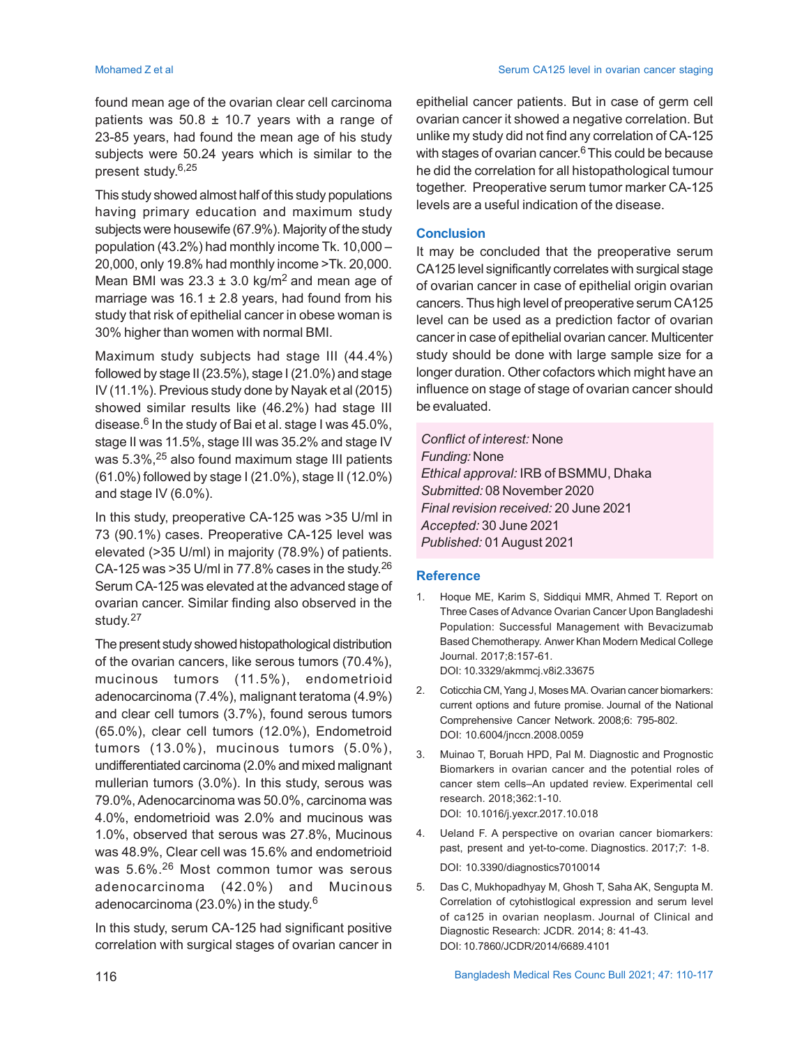found mean age of the ovarian clear cell carcinoma patients was 50.8 ± 10.7 years with a range of 23-85 years, had found the mean age of his study subjects were 50.24 years which is similar to the present study.[6,25]

This study showed almost half of this study populations having primary education and maximum study subjects were housewife (67.9%). Majority of the study population (43.2%) had monthly income Tk. 10,000 – 20,000, only 19.8% had monthly income >Tk. 20,000. Mean BMI was 23.3 ± 3.0 kg/m$^2$ and mean age of marriage was 16.1 ± 2.8 years, had found from his study that risk of epithelial cancer in obese woman is 30% higher than women with normal BMI.

Maximum study subjects had stage III (44.4%) followed by stage II (23.5%), stage I (21.0%) and stage IV (11.1%). Previous study done by Nayak et al (2015) showed similar results like (46.2%) had stage III disease.[6] In the study of Bai et al. stage I was 45.0%, stage II was 11.5%, stage III was 35.2% and stage IV was 5.3%,[25] also found maximum stage III patients (61.0%) followed by stage I (21.0%), stage II (12.0%) and stage IV (6.0%).

In this study, preoperative CA-125 was >35 U/ml in 73 (90.1%) cases. Preoperative CA-125 level was elevated (>35 U/ml) in majority (78.9%) of patients. CA-125 was >35 U/ml in 77.8% cases in the study.[26] Serum CA-125 was elevated at the advanced stage of ovarian cancer. Similar finding also observed in the study.[27]

The present study showed histopathological distribution of the ovarian cancers, like serous tumors (70.4%), mucinous tumors (11.5%), endometrioid adenocarcinoma (7.4%), malignant teratoma (4.9%) and clear cell tumors (3.7%), found serous tumors (65.0%), clear cell tumors (12.0%), Endometroid tumors (13.0%), mucinous tumors (5.0%), undifferentiated carcinoma (2.0% and mixed malignant mullerian tumors (3.0%). In this study, serous was 79.0%, Adenocarcinoma was 50.0%, carcinoma was 4.0%, endometrioid was 2.0% and mucinous was 1.0%, observed that serous was 27.8%, Mucinous was 48.9%, Clear cell was 15.6% and endometrioid was 5.6%.[26] Most common tumor was serous adenocarcinoma (42.0%) and Mucinous adenocarcinoma (23.0%) in the study.[6]

In this study, serum CA-125 had significant positive correlation with surgical stages of ovarian cancer in epithelial cancer patients. But in case of germ cell ovarian cancer it showed a negative correlation. But unlike my study did not find any correlation of CA-125 with stages of ovarian cancer.[6] This could be because he did the correlation for all histopathological tumour together. Preoperative serum tumor marker CA-125 levels are a useful indication of the disease.

## Conclusion

It may be concluded that the preoperative serum CA125 level significantly correlates with surgical stage of ovarian cancer in case of epithelial origin ovarian cancers. Thus high level of preoperative serum CA125 level can be used as a prediction factor of ovarian cancer in case of epithelial ovarian cancer. Multicenter study should be done with large sample size for a longer duration. Other cofactors which might have an influence on stage of stage of ovarian cancer should be evaluated.

*Conflict of interest:* None
*Funding:* None
*Ethical approval:* IRB of BSMMU, Dhaka
*Submitted:* 08 November 2020
*Final revision received:* 20 June 2021
*Accepted:* 30 June 2021
*Published:* 01 August 2021

## Reference

1. Hoque ME, Karim S, Siddiqui MMR, Ahmed T. Report on Three Cases of Advance Ovarian Cancer Upon Bangladeshi Population: Successful Management with Bevacizumab Based Chemotherapy. Anwer Khan Modern Medical College Journal. 2017;8:157-61.
DOI: 10.3329/akmmcj.v8i2.33675
2. Coticchia CM, Yang J, Moses MA. Ovarian cancer biomarkers: current options and future promise. Journal of the National Comprehensive Cancer Network. 2008;6: 795-802.
DOI: 10.6004/jnccn.2008.0059
3. Muinao T, Boruah HPD, Pal M. Diagnostic and Prognostic Biomarkers in ovarian cancer and the potential roles of cancer stem cells–An updated review. Experimental cell research. 2018;362:1-10.
DOI: 10.1016/j.yexcr.2017.10.018
4. Ueland F. A perspective on ovarian cancer biomarkers: past, present and yet-to-come. Diagnostics. 2017;7: 1-8.
DOI: 10.3390/diagnostics7010014
5. Das C, Mukhopadhyay M, Ghosh T, Saha AK, Sengupta M. Correlation of cytohistlogical expression and serum level of ca125 in ovarian neoplasm. Journal of Clinical and Diagnostic Research: JCDR. 2014; 8: 41-43.
DOI: 10.7860/JCDR/2014/6689.4101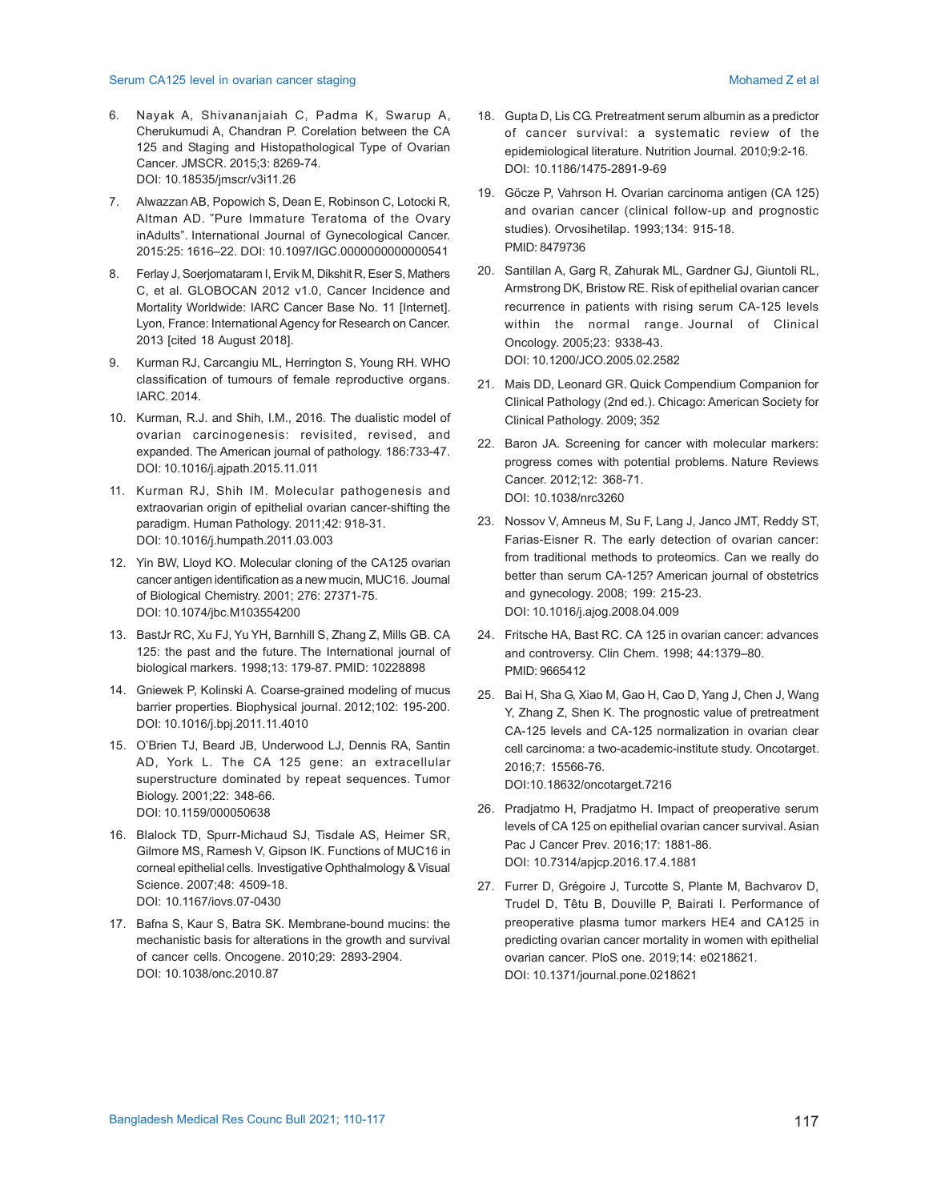6. Nayak A, Shivananjaiah C, Padma K, Swarup A, Cherukumudi A, Chandran P. Corelation between the CA 125 and Staging and Histopathological Type of Ovarian Cancer. JMSCR. 2015;3: 8269-74. DOI: 10.18535/jmscr/v3i11.26

7. Alwazzan AB, Popowich S, Dean E, Robinson C, Lotocki R, Altman AD. "Pure Immature Teratoma of the Ovary inAdults". International Journal of Gynecological Cancer. 2015:25: 1616–22. DOI: 10.1097/IGC.0000000000000541

8. Ferlay J, Soerjomataram I, Ervik M, Dikshit R, Eser S, Mathers C, et al. GLOBOCAN 2012 v1.0, Cancer Incidence and Mortality Worldwide: IARC Cancer Base No. 11 [Internet]. Lyon, France: International Agency for Research on Cancer. 2013 [cited 18 August 2018].

9. Kurman RJ, Carcangiu ML, Herrington S, Young RH. WHO classification of tumours of female reproductive organs. IARC. 2014.

10. Kurman, R.J. and Shih, I.M., 2016. The dualistic model of ovarian carcinogenesis: revisited, revised, and expanded. The American journal of pathology. 186:733-47. DOI: 10.1016/j.ajpath.2015.11.011

11. Kurman RJ, Shih IM. Molecular pathogenesis and extraovarian origin of epithelial ovarian cancer-shifting the paradigm. Human Pathology. 2011;42: 918-31. DOI: 10.1016/j.humpath.2011.03.003

12. Yin BW, Lloyd KO. Molecular cloning of the CA125 ovarian cancer antigen identification as a new mucin, MUC16. Journal of Biological Chemistry. 2001; 276: 27371-75. DOI: 10.1074/jbc.M103554200

13. BastJr RC, Xu FJ, Yu YH, Barnhill S, Zhang Z, Mills GB. CA 125: the past and the future. The International journal of biological markers. 1998;13: 179-87. PMID: 10228898

14. Gniewek P, Kolinski A. Coarse-grained modeling of mucus barrier properties. Biophysical journal. 2012;102: 195-200. DOI: 10.1016/j.bpj.2011.11.4010

15. O'Brien TJ, Beard JB, Underwood LJ, Dennis RA, Santin AD, York L. The CA 125 gene: an extracellular superstructure dominated by repeat sequences. Tumor Biology. 2001;22: 348-66. DOI: 10.1159/000050638

16. Blalock TD, Spurr-Michaud SJ, Tisdale AS, Heimer SR, Gilmore MS, Ramesh V, Gipson IK. Functions of MUC16 in corneal epithelial cells. Investigative Ophthalmology & Visual Science. 2007;48: 4509-18. DOI: 10.1167/iovs.07-0430

17. Bafna S, Kaur S, Batra SK. Membrane-bound mucins: the mechanistic basis for alterations in the growth and survival of cancer cells. Oncogene. 2010;29: 2893-2904. DOI: 10.1038/onc.2010.87

18. Gupta D, Lis CG. Pretreatment serum albumin as a predictor of cancer survival: a systematic review of the epidemiological literature. Nutrition Journal. 2010;9:2-16. DOI: 10.1186/1475-2891-9-69

19. Göcze P, Vahrson H. Ovarian carcinoma antigen (CA 125) and ovarian cancer (clinical follow-up and prognostic studies). Orvosihetilap. 1993;134: 915-18. PMID: 8479736

20. Santillan A, Garg R, Zahurak ML, Gardner GJ, Giuntoli RL, Armstrong DK, Bristow RE. Risk of epithelial ovarian cancer recurrence in patients with rising serum CA-125 levels within the normal range. Journal of Clinical Oncology. 2005;23: 9338-43. DOI: 10.1200/JCO.2005.02.2582

21. Mais DD, Leonard GR. Quick Compendium Companion for Clinical Pathology (2nd ed.). Chicago: American Society for Clinical Pathology. 2009; 352

22. Baron JA. Screening for cancer with molecular markers: progress comes with potential problems. Nature Reviews Cancer. 2012;12: 368-71. DOI: 10.1038/nrc3260

23. Nossov V, Amneus M, Su F, Lang J, Janco JMT, Reddy ST, Farias-Eisner R. The early detection of ovarian cancer: from traditional methods to proteomics. Can we really do better than serum CA-125? American journal of obstetrics and gynecology. 2008; 199: 215-23. DOI: 10.1016/j.ajog.2008.04.009

24. Fritsche HA, Bast RC. CA 125 in ovarian cancer: advances and controversy. Clin Chem. 1998; 44:1379–80. PMID: 9665412

25. Bai H, Sha G, Xiao M, Gao H, Cao D, Yang J, Chen J, Wang Y, Zhang Z, Shen K. The prognostic value of pretreatment CA-125 levels and CA-125 normalization in ovarian clear cell carcinoma: a two-academic-institute study. Oncotarget. 2016;7: 15566-76. DOI:10.18632/oncotarget.7216

26. Pradjatmo H, Pradjatmo H. Impact of preoperative serum levels of CA 125 on epithelial ovarian cancer survival. Asian Pac J Cancer Prev. 2016;17: 1881-86. DOI: 10.7314/apjcp.2016.17.4.1881

27. Furrer D, Grégoire J, Turcotte S, Plante M, Bachvarov D, Trudel D, Têtu B, Douville P, Bairati I. Performance of preoperative plasma tumor markers HE4 and CA125 in predicting ovarian cancer mortality in women with epithelial ovarian cancer. PloS one. 2019;14: e0218621. DOI: 10.1371/journal.pone.0218621